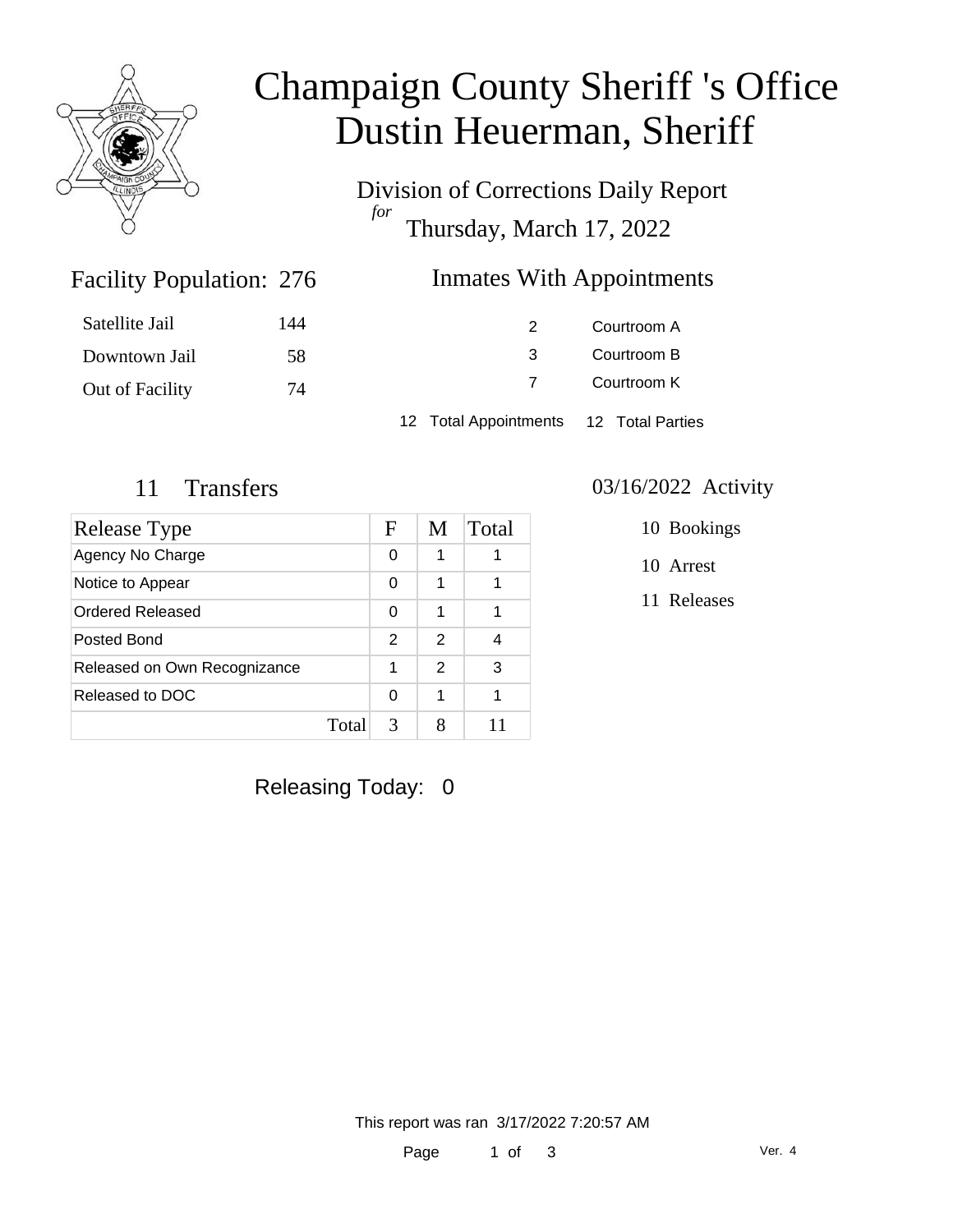# Champaign County Sheriff 's Office
# Dustin Heuerman, Sheriff

Division of Corrections Daily Report
*for*
Thursday, March 17, 2022

## Facility Population: 276

| | |
|---|---|
| Satellite Jail | 144 |
| Downtown Jail | 58 |
| Out of Facility | 74 |

## Inmates With Appointments

| | |
|---|---|
| 2 | Courtroom A |
| 3 | Courtroom B |
| 7 | Courtroom K |

12 Total Appointments  12 Total Parties

## 11 Transfers

| Release Type | F | M | Total |
|---|---|---|---|
| Agency No Charge | 0 | 1 | 1 |
| Notice to Appear | 0 | 1 | 1 |
| Ordered Released | 0 | 1 | 1 |
| Posted Bond | 2 | 2 | 4 |
| Released on Own Recognizance | 1 | 2 | 3 |
| Released to DOC | 0 | 1 | 1 |
| Total | 3 | 8 | 11 |

## 03/16/2022 Activity

10 Bookings

10 Arrest

11 Releases

Releasing Today: 0

This report was ran 3/17/2022 7:20:57 AM

Ver. 4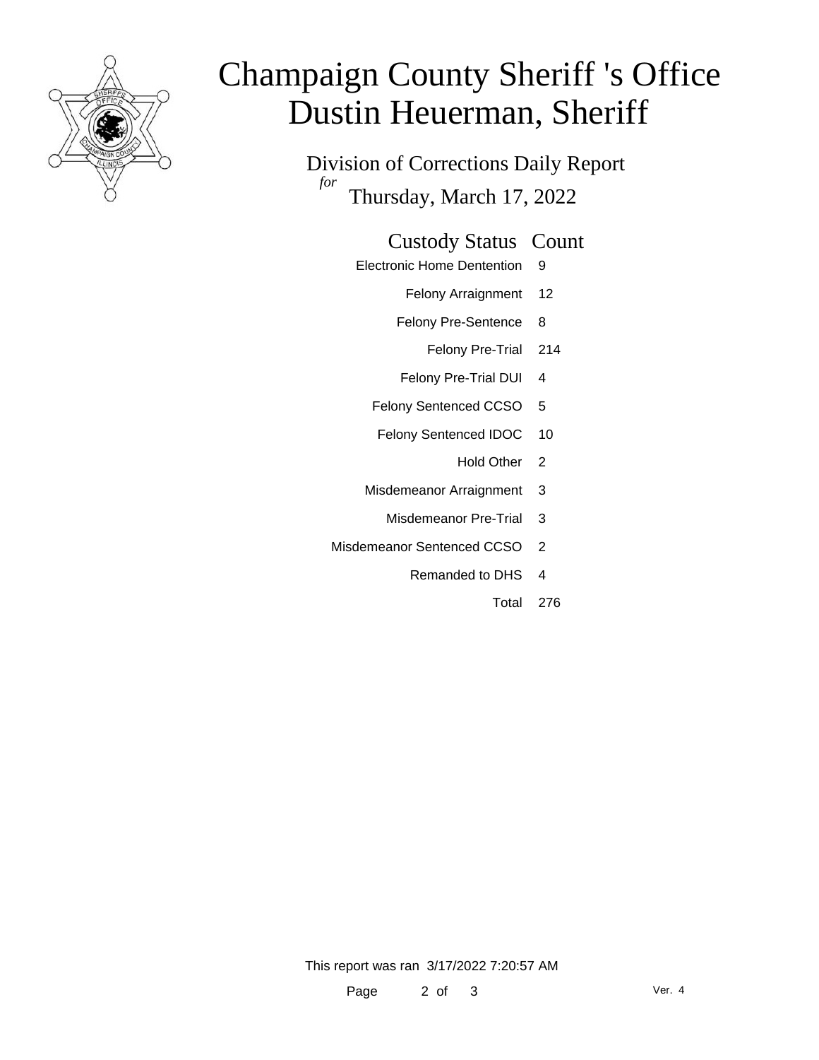# Champaign County Sheriff 's Office
# Dustin Heuerman, Sheriff

## Division of Corrections Daily Report

*for* Thursday, March 17, 2022

| Custody Status | Count |
|---|---|
| Electronic Home Dentention | 9 |
| Felony Arraignment | 12 |
| Felony Pre-Sentence | 8 |
| Felony Pre-Trial | 214 |
| Felony Pre-Trial DUI | 4 |
| Felony Sentenced CCSO | 5 |
| Felony Sentenced IDOC | 10 |
| Hold Other | 2 |
| Misdemeanor Arraignment | 3 |
| Misdemeanor Pre-Trial | 3 |
| Misdemeanor Sentenced CCSO | 2 |
| Remanded to DHS | 4 |
| Total | 276 |

This report was ran 3/17/2022 7:20:57 AM

Ver. 4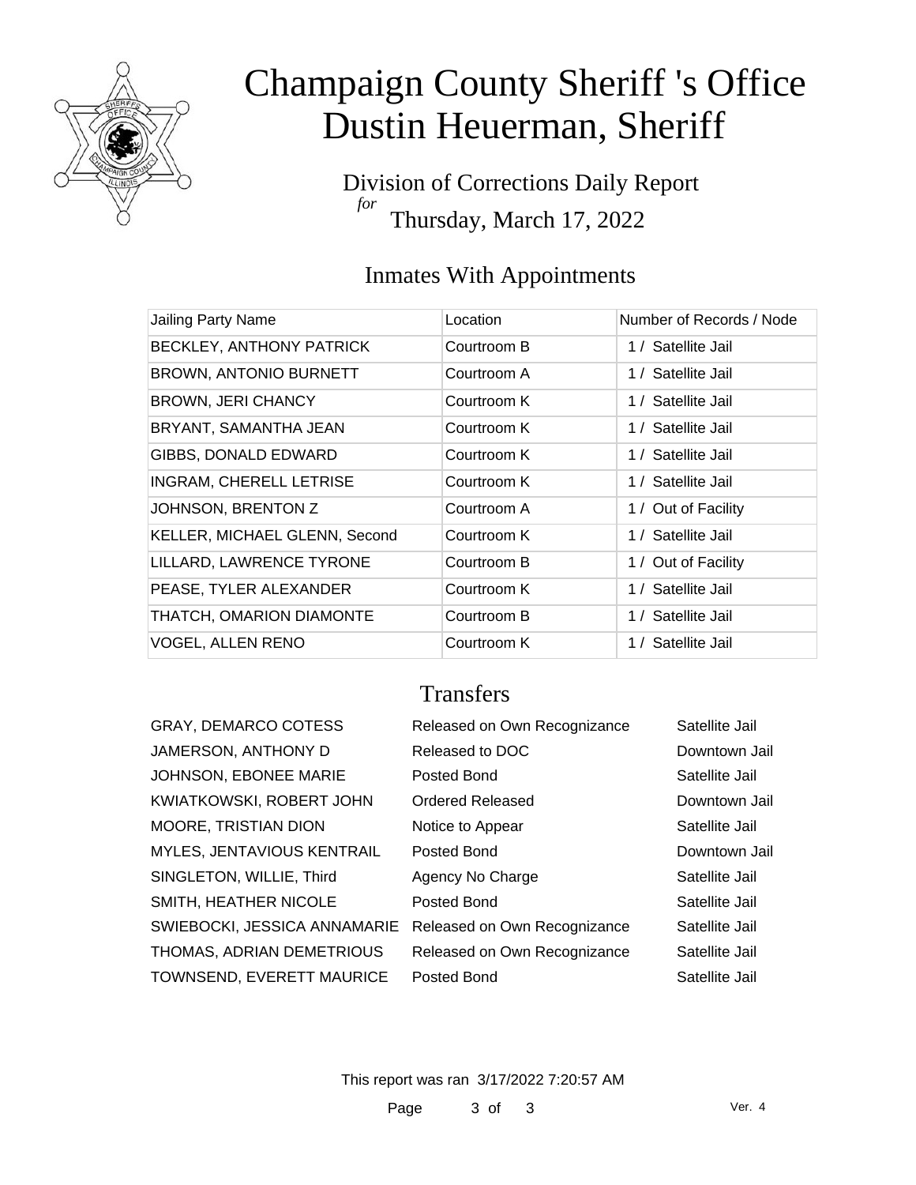# Champaign County Sheriff 's Office
# Dustin Heuerman, Sheriff

## Division of Corrections Daily Report
*for*
## Thursday, March 17, 2022

### Inmates With Appointments

| Jailing Party Name | Location | Number of Records / Node |
| --- | --- | --- |
| BECKLEY, ANTHONY PATRICK | Courtroom B | 1 / Satellite Jail |
| BROWN, ANTONIO BURNETT | Courtroom A | 1 / Satellite Jail |
| BROWN, JERI CHANCY | Courtroom K | 1 / Satellite Jail |
| BRYANT, SAMANTHA JEAN | Courtroom K | 1 / Satellite Jail |
| GIBBS, DONALD EDWARD | Courtroom K | 1 / Satellite Jail |
| INGRAM, CHERELL LETRISE | Courtroom K | 1 / Satellite Jail |
| JOHNSON, BRENTON Z | Courtroom A | 1 / Out of Facility |
| KELLER, MICHAEL GLENN, Second | Courtroom K | 1 / Satellite Jail |
| LILLARD, LAWRENCE TYRONE | Courtroom B | 1 / Out of Facility |
| PEASE, TYLER ALEXANDER | Courtroom K | 1 / Satellite Jail |
| THATCH, OMARION DIAMONTE | Courtroom B | 1 / Satellite Jail |
| VOGEL, ALLEN RENO | Courtroom K | 1 / Satellite Jail |

### Transfers

| | | |
| --- | --- | --- |
| GRAY, DEMARCO COTESS | Released on Own Recognizance | Satellite Jail |
| JAMERSON, ANTHONY D | Released to DOC | Downtown Jail |
| JOHNSON, EBONEE MARIE | Posted Bond | Satellite Jail |
| KWIATKOWSKI, ROBERT JOHN | Ordered Released | Downtown Jail |
| MOORE, TRISTIAN DION | Notice to Appear | Satellite Jail |
| MYLES, JENTAVIOUS KENTRAIL | Posted Bond | Downtown Jail |
| SINGLETON, WILLIE, Third | Agency No Charge | Satellite Jail |
| SMITH, HEATHER NICOLE | Posted Bond | Satellite Jail |
| SWIEBOCKI, JESSICA ANNAMARIE | Released on Own Recognizance | Satellite Jail |
| THOMAS, ADRIAN DEMETRIOUS | Released on Own Recognizance | Satellite Jail |
| TOWNSEND, EVERETT MAURICE | Posted Bond | Satellite Jail |

This report was ran 3/17/2022 7:20:57 AM

Ver. 4